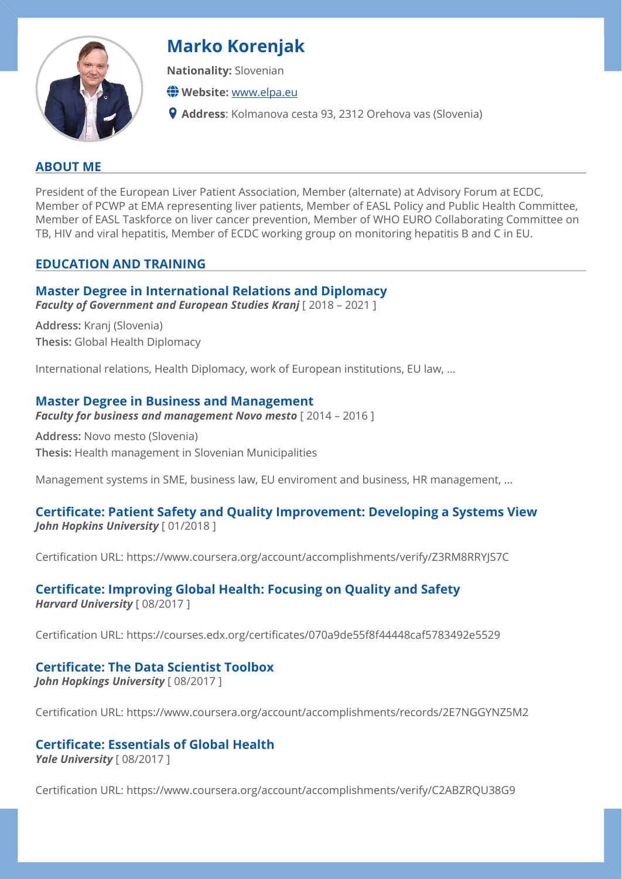# Marko Korenjak

**Nationality:** Slovenian

**Website:** [www.elpa.eu](http://www.elpa.eu)

**Address**: Kolmanova cesta 93, 2312 Orehova vas (Slovenia)

## ABOUT ME

President of the European Liver Patient Association, Member (alternate) at Advisory Forum at ECDC, Member of PCWP at EMA representing liver patients, Member of EASL Policy and Public Health Committee, Member of EASL Taskforce on liver cancer prevention, Member of WHO EURO Collaborating Committee on TB, HIV and viral hepatitis, Member of ECDC working group on monitoring hepatitis B and C in EU.

## EDUCATION AND TRAINING

### Master Degree in International Relations and Diplomacy

***Faculty of Government and European Studies Kranj*** [ 2018 – 2021 ]

**Address:** Kranj (Slovenia)

**Thesis:** Global Health Diplomacy

International relations, Health Diplomacy, work of European institutions, EU law, ...

### Master Degree in Business and Management

***Faculty for business and management Novo mesto*** [ 2014 – 2016 ]

**Address:** Novo mesto (Slovenia)

**Thesis:** Health management in Slovenian Municipalities

Management systems in SME, business law, EU enviroment and business, HR management, ...

### Certificate: Patient Safety and Quality Improvement: Developing a Systems View

***John Hopkins University*** [ 01/2018 ]

Certification URL: https://www.coursera.org/account/accomplishments/verify/Z3RM8RRYJS7C

### Certificate: Improving Global Health: Focusing on Quality and Safety

***Harvard University*** [ 08/2017 ]

Certification URL: https://courses.edx.org/certificates/070a9de55f8f44448caf5783492e5529

### Certificate: The Data Scientist Toolbox

***John Hopkings University*** [ 08/2017 ]

Certification URL: https://www.coursera.org/account/accomplishments/records/2E7NGGYNZ5M2

### Certificate: Essentials of Global Health

***Yale University*** [ 08/2017 ]

Certification URL: https://www.coursera.org/account/accomplishments/verify/C2ABZRQU38G9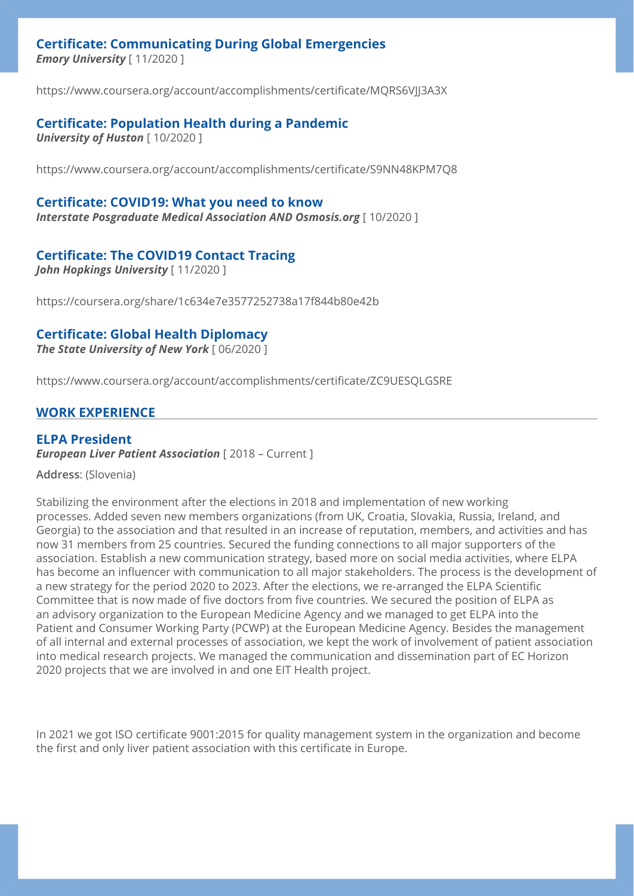### Certificate: Communicating During Global Emergencies

***Emory University*** [ 11/2020 ]

https://www.coursera.org/account/accomplishments/certificate/MQRS6VJJ3A3X

### Certificate: Population Health during a Pandemic

***University of Huston*** [ 10/2020 ]

https://www.coursera.org/account/accomplishments/certificate/S9NN48KPM7Q8

### Certificate: COVID19: What you need to know

***Interstate Posgraduate Medical Association AND Osmosis.org*** [ 10/2020 ]

### Certificate: The COVID19 Contact Tracing

***John Hopkings University*** [ 11/2020 ]

https://coursera.org/share/1c634e7e3577252738a17f844b80e42b

### Certificate: Global Health Diplomacy

***The State University of New York*** [ 06/2020 ]

https://www.coursera.org/account/accomplishments/certificate/ZC9UESQLGSRE

## WORK EXPERIENCE

### ELPA President

***European Liver Patient Association*** [ 2018 – Current ]

**Address**: (Slovenia)

Stabilizing the environment after the elections in 2018 and implementation of new working processes. Added seven new members organizations (from UK, Croatia, Slovakia, Russia, Ireland, and Georgia) to the association and that resulted in an increase of reputation, members, and activities and has now 31 members from 25 countries. Secured the funding connections to all major supporters of the association. Establish a new communication strategy, based more on social media activities, where ELPA has become an influencer with communication to all major stakeholders. The process is the development of a new strategy for the period 2020 to 2023. After the elections, we re-arranged the ELPA Scientific Committee that is now made of five doctors from five countries. We secured the position of ELPA as an advisory organization to the European Medicine Agency and we managed to get ELPA into the Patient and Consumer Working Party (PCWP) at the European Medicine Agency. Besides the management of all internal and external processes of association, we kept the work of involvement of patient association into medical research projects. We managed the communication and dissemination part of EC Horizon 2020 projects that we are involved in and one EIT Health project.

In 2021 we got ISO certificate 9001:2015 for quality management system in the organization and become the first and only liver patient association with this certificate in Europe.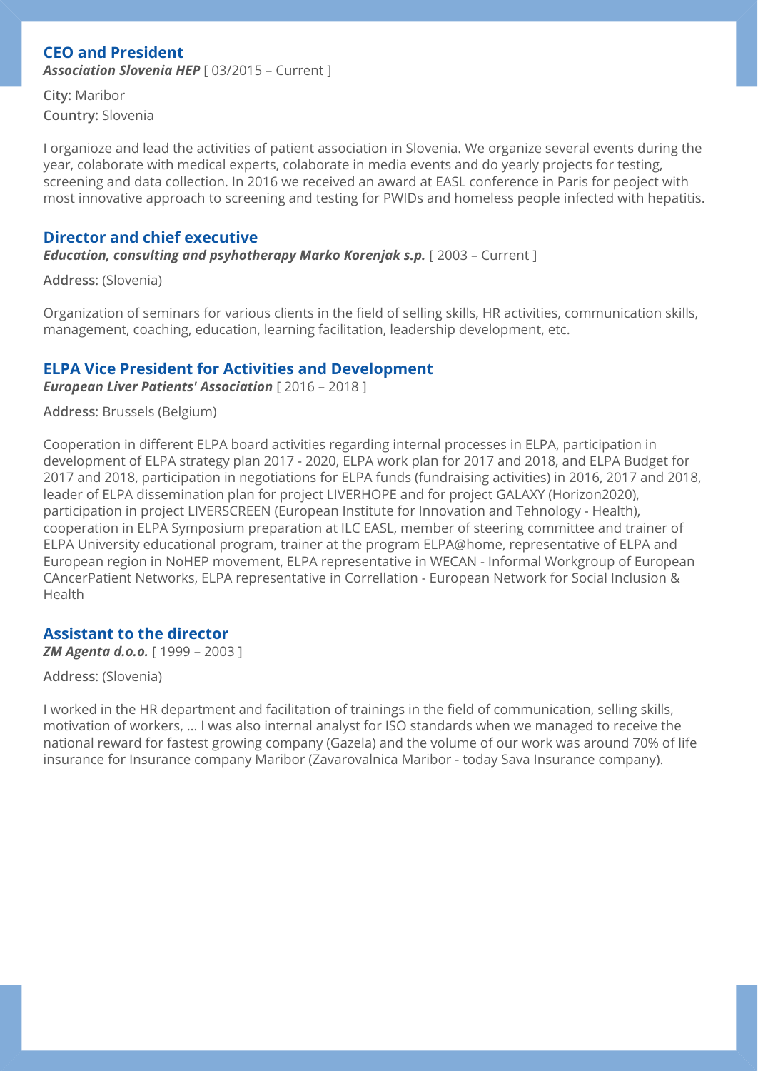### CEO and President

***Association Slovenia HEP*** [ 03/2015 – Current ]

**City:** Maribor
**Country:** Slovenia

I organioze and lead the activities of patient association in Slovenia. We organize several events during the year, colaborate with medical experts, colaborate in media events and do yearly projects for testing, screening and data collection. In 2016 we received an award at EASL conference in Paris for peoject with most innovative approach to screening and testing for PWIDs and homeless people infected with hepatitis.

### Director and chief executive

***Education, consulting and psyhotherapy Marko Korenjak s.p.*** [ 2003 – Current ]

**Address**: (Slovenia)

Organization of seminars for various clients in the field of selling skills, HR activities, communication skills, management, coaching, education, learning facilitation, leadership development, etc.

### ELPA Vice President for Activities and Development

***European Liver Patients' Association*** [ 2016 – 2018 ]

**Address**: Brussels (Belgium)

Cooperation in different ELPA board activities regarding internal processes in ELPA, participation in development of ELPA strategy plan 2017 - 2020, ELPA work plan for 2017 and 2018, and ELPA Budget for 2017 and 2018, participation in negotiations for ELPA funds (fundraising activities) in 2016, 2017 and 2018, leader of ELPA dissemination plan for project LIVERHOPE and for project GALAXY (Horizon2020), participation in project LIVERSCREEN (European Institute for Innovation and Tehnology - Health), cooperation in ELPA Symposium preparation at ILC EASL, member of steering committee and trainer of ELPA University educational program, trainer at the program ELPA@home, representative of ELPA and European region in NoHEP movement, ELPA representative in WECAN - Informal Workgroup of European CAncerPatient Networks, ELPA representative in Correllation - European Network for Social Inclusion & Health

### Assistant to the director

***ZM Agenta d.o.o.*** [ 1999 – 2003 ]

**Address**: (Slovenia)

I worked in the HR department and facilitation of trainings in the field of communication, selling skills, motivation of workers, ... I was also internal analyst for ISO standards when we managed to receive the national reward for fastest growing company (Gazela) and the volume of our work was around 70% of life insurance for Insurance company Maribor (Zavarovalnica Maribor - today Sava Insurance company).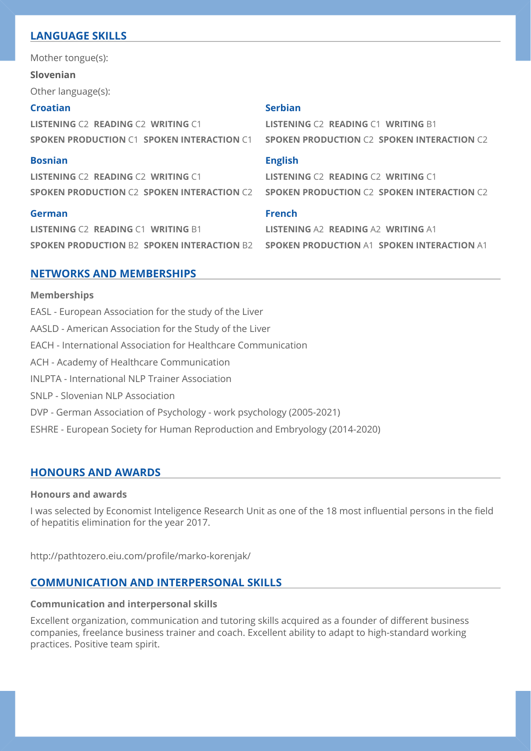## LANGUAGE SKILLS

Mother tongue(s):

**Slovenian**

Other language(s):

**Croatian**

**LISTENING** C2 **READING** C2 **WRITING** C1

**SPOKEN PRODUCTION** C1 **SPOKEN INTERACTION** C1

**Serbian**

**LISTENING** C2 **READING** C1 **WRITING** B1

**SPOKEN PRODUCTION** C2 **SPOKEN INTERACTION** C2

**Bosnian**

**LISTENING** C2 **READING** C2 **WRITING** C1

**SPOKEN PRODUCTION** C2 **SPOKEN INTERACTION** C2

**English**

**LISTENING** C2 **READING** C2 **WRITING** C1

**SPOKEN PRODUCTION** C2 **SPOKEN INTERACTION** C2

**German**

**LISTENING** C2 **READING** C1 **WRITING** B1

**SPOKEN PRODUCTION** B2 **SPOKEN INTERACTION** B2

**French**

**LISTENING** A2 **READING** A2 **WRITING** A1

**SPOKEN PRODUCTION** A1 **SPOKEN INTERACTION** A1

## NETWORKS AND MEMBERSHIPS

**Memberships**

EASL - European Association for the study of the Liver

AASLD - American Association for the Study of the Liver

EACH - International Association for Healthcare Communication

ACH - Academy of Healthcare Communication

INLPTA - International NLP Trainer Association

SNLP - Slovenian NLP Association

DVP - German Association of Psychology - work psychology (2005-2021)

ESHRE - European Society for Human Reproduction and Embryology (2014-2020)

## HONOURS AND AWARDS

**Honours and awards**

I was selected by Economist Inteligence Research Unit as one of the 18 most influential persons in the field of hepatitis elimination for the year 2017.

http://pathtozero.eiu.com/profile/marko-korenjak/

## COMMUNICATION AND INTERPERSONAL SKILLS

**Communication and interpersonal skills**

Excellent organization, communication and tutoring skills acquired as a founder of different business companies, freelance business trainer and coach. Excellent ability to adapt to high-standard working practices. Positive team spirit.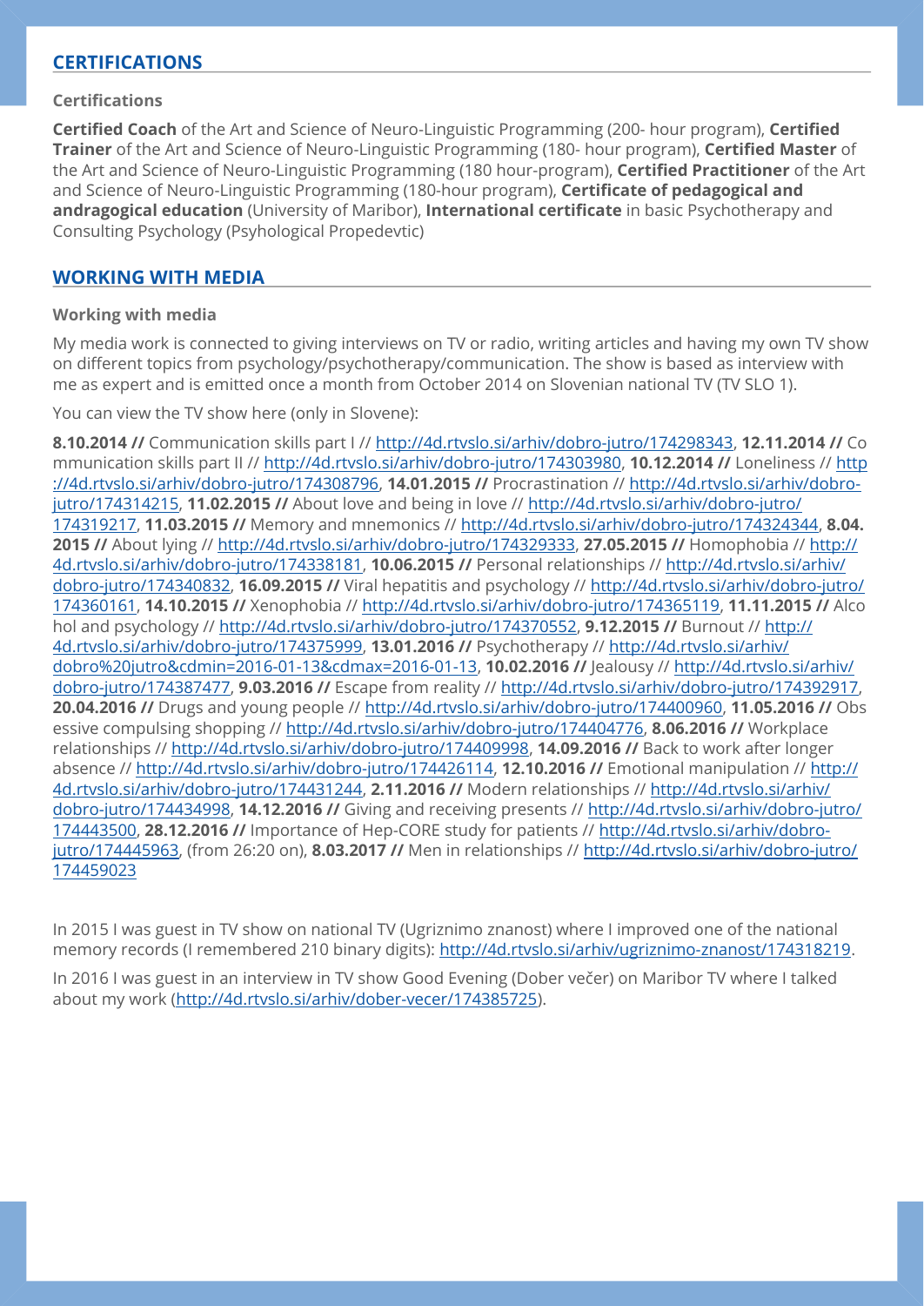## CERTIFICATIONS

### Certifications

**Certified Coach** of the Art and Science of Neuro-Linguistic Programming (200- hour program), **Certified Trainer** of the Art and Science of Neuro-Linguistic Programming (180- hour program), **Certified Master** of the Art and Science of Neuro-Linguistic Programming (180 hour-program), **Certified Practitioner** of the Art and Science of Neuro-Linguistic Programming (180-hour program), **Certificate of pedagogical and andragogical education** (University of Maribor), **International certificate** in basic Psychotherapy and Consulting Psychology (Psyhological Propedevtic)

## WORKING WITH MEDIA

### Working with media

My media work is connected to giving interviews on TV or radio, writing articles and having my own TV show on different topics from psychology/psychotherapy/communication. The show is based as interview with me as expert and is emitted once a month from October 2014 on Slovenian national TV (TV SLO 1).

You can view the TV show here (only in Slovene):

**8.10.2014 //** Communication skills part I // http://4d.rtvslo.si/arhiv/dobro-jutro/174298343, **12.11.2014 //** Communication skills part II // http://4d.rtvslo.si/arhiv/dobro-jutro/174303980, **10.12.2014 //** Loneliness // http://4d.rtvslo.si/arhiv/dobro-jutro/174308796, **14.01.2015 //** Procrastination // http://4d.rtvslo.si/arhiv/dobro-jutro/174314215, **11.02.2015 //** About love and being in love // http://4d.rtvslo.si/arhiv/dobro-jutro/174319217, **11.03.2015 //** Memory and mnemonics // http://4d.rtvslo.si/arhiv/dobro-jutro/174324344, **8.04.2015 //** About lying // http://4d.rtvslo.si/arhiv/dobro-jutro/174329333, **27.05.2015 //** Homophobia // http://4d.rtvslo.si/arhiv/dobro-jutro/174338181, **10.06.2015 //** Personal relationships // http://4d.rtvslo.si/arhiv/dobro-jutro/174340832, **16.09.2015 //** Viral hepatitis and psychology // http://4d.rtvslo.si/arhiv/dobro-jutro/174360161, **14.10.2015 //** Xenophobia // http://4d.rtvslo.si/arhiv/dobro-jutro/174365119, **11.11.2015 //** Alcohol and psychology // http://4d.rtvslo.si/arhiv/dobro-jutro/174370552, **9.12.2015 //** Burnout // http://4d.rtvslo.si/arhiv/dobro-jutro/174375999, **13.01.2016 //** Psychotherapy // http://4d.rtvslo.si/arhiv/dobro%20jutro&cdmin=2016-01-13&cdmax=2016-01-13, **10.02.2016 //** Jealousy // http://4d.rtvslo.si/arhiv/dobro-jutro/174387477, **9.03.2016 //** Escape from reality // http://4d.rtvslo.si/arhiv/dobro-jutro/174392917, **20.04.2016 //** Drugs and young people // http://4d.rtvslo.si/arhiv/dobro-jutro/174400960, **11.05.2016 //** Obsessive compulsing shopping // http://4d.rtvslo.si/arhiv/dobro-jutro/174404776, **8.06.2016 //** Workplace relationships // http://4d.rtvslo.si/arhiv/dobro-jutro/174409998, **14.09.2016 //** Back to work after longer absence // http://4d.rtvslo.si/arhiv/dobro-jutro/174426114, **12.10.2016 //** Emotional manipulation // http://4d.rtvslo.si/arhiv/dobro-jutro/174431244, **2.11.2016 //** Modern relationships // http://4d.rtvslo.si/arhiv/dobro-jutro/174434998, **14.12.2016 //** Giving and receiving presents // http://4d.rtvslo.si/arhiv/dobro-jutro/174443500, **28.12.2016 //** Importance of Hep-CORE study for patients // http://4d.rtvslo.si/arhiv/dobro-jutro/174445963, (from 26:20 on), **8.03.2017 //** Men in relationships // http://4d.rtvslo.si/arhiv/dobro-jutro/174459023

In 2015 I was guest in TV show on national TV (Ugriznimo znanost) where I improved one of the national memory records (I remembered 210 binary digits): http://4d.rtvslo.si/arhiv/ugriznimo-znanost/174318219.

In 2016 I was guest in an interview in TV show Good Evening (Dober večer) on Maribor TV where I talked about my work (http://4d.rtvslo.si/arhiv/dober-vecer/174385725).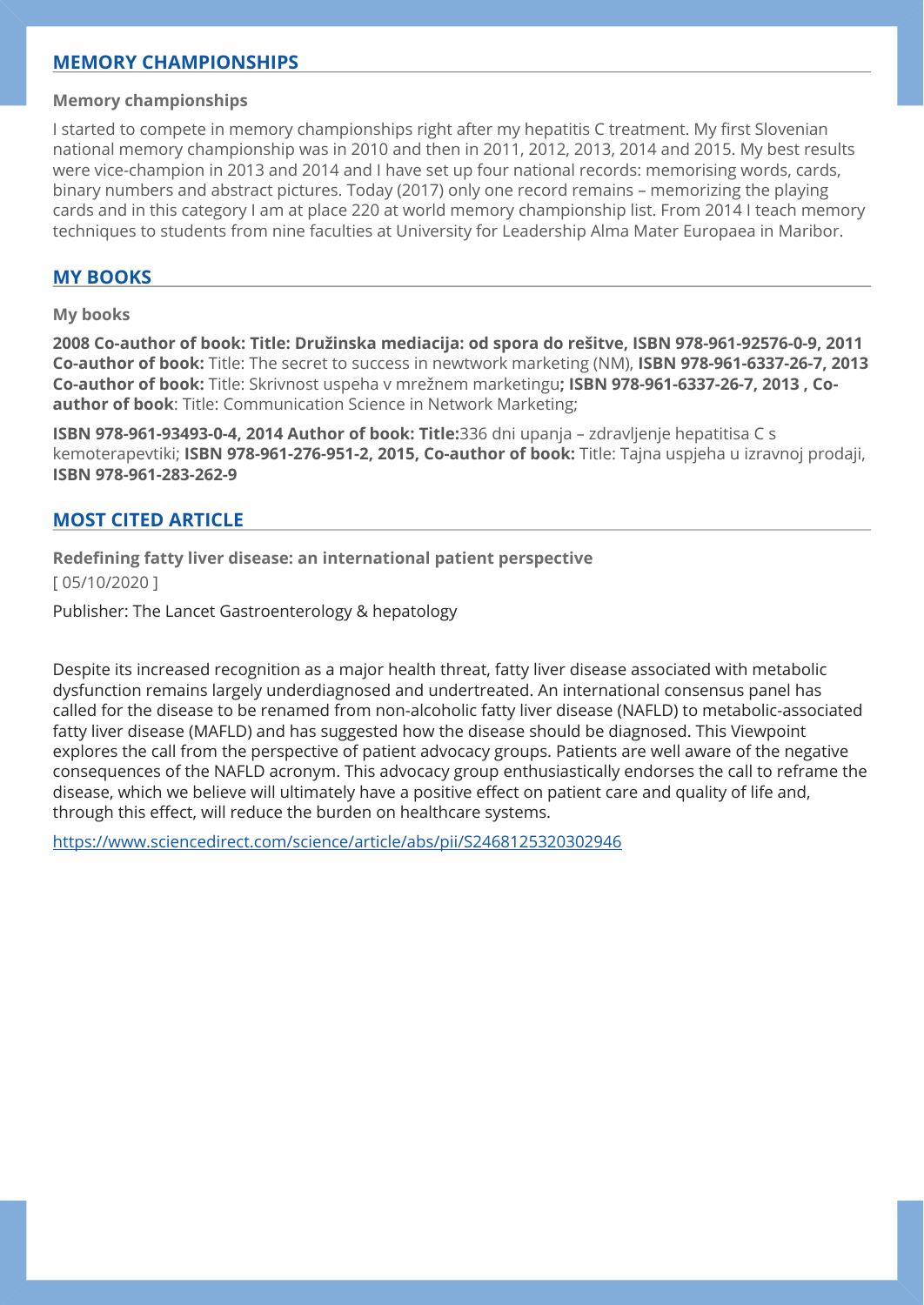## MEMORY CHAMPIONSHIPS

### Memory championships

I started to compete in memory championships right after my hepatitis C treatment. My first Slovenian national memory championship was in 2010 and then in 2011, 2012, 2013, 2014 and 2015. My best results were vice-champion in 2013 and 2014 and I have set up four national records: memorising words, cards, binary numbers and abstract pictures. Today (2017) only one record remains – memorizing the playing cards and in this category I am at place 220 at world memory championship list. From 2014 I teach memory techniques to students from nine faculties at University for Leadership Alma Mater Europaea in Maribor.

## MY BOOKS

### My books

**2008 Co-author of book: Title: Družinska mediacija: od spora do rešitve, ISBN 978-961-92576-0-9, 2011 Co-author of book:** Title: The secret to success in newtwork marketing (NM), **ISBN 978-961-6337-26-7, 2013 Co-author of book:** Title: Skrivnost uspeha v mrežnem marketingu**; ISBN 978-961-6337-26-7, 2013 , Co-author of book**: Title: Communication Science in Network Marketing;

**ISBN 978-961-93493-0-4, 2014 Author of book: Title:**336 dni upanja – zdravljenje hepatitisa C s kemoterapevtiki; **ISBN 978-961-276-951-2, 2015, Co-author of book:** Title: Tajna uspjeha u izravnoj prodaji, **ISBN 978-961-283-262-9**

## MOST CITED ARTICLE

### Redefining fatty liver disease: an international patient perspective

[ 05/10/2020 ]

Publisher: The Lancet Gastroenterology & hepatology

Despite its increased recognition as a major health threat, fatty liver disease associated with metabolic dysfunction remains largely underdiagnosed and undertreated. An international consensus panel has called for the disease to be renamed from non-alcoholic fatty liver disease (NAFLD) to metabolic-associated fatty liver disease (MAFLD) and has suggested how the disease should be diagnosed. This Viewpoint explores the call from the perspective of patient advocacy groups. Patients are well aware of the negative consequences of the NAFLD acronym. This advocacy group enthusiastically endorses the call to reframe the disease, which we believe will ultimately have a positive effect on patient care and quality of life and, through this effect, will reduce the burden on healthcare systems.

https://www.sciencedirect.com/science/article/abs/pii/S2468125320302946